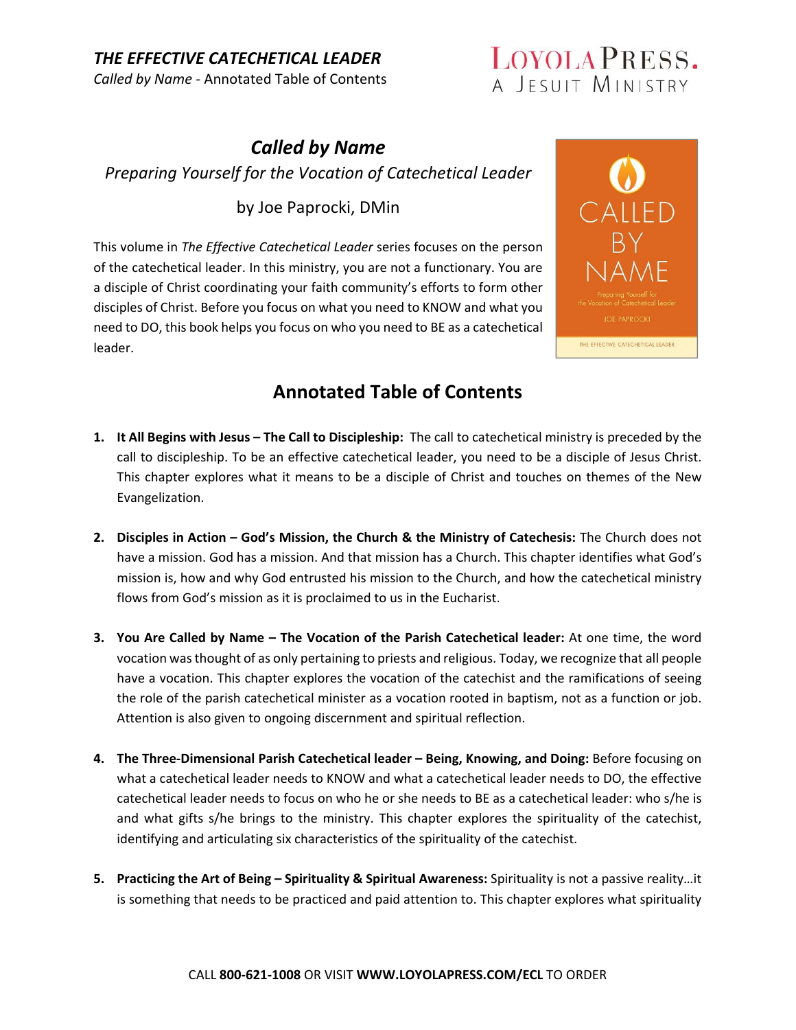***THE EFFECTIVE CATECHETICAL LEADER***
*Called by Name* - Annotated Table of Contents

# *Called by Name*

*Preparing Yourself for the Vocation of Catechetical Leader*

by Joe Paprocki, DMin

This volume in *The Effective Catechetical Leader* series focuses on the person of the catechetical leader. In this ministry, you are not a functionary. You are a disciple of Christ coordinating your faith community's efforts to form other disciples of Christ. Before you focus on what you need to KNOW and what you need to DO, this book helps you focus on who you need to BE as a catechetical leader.

## Annotated Table of Contents

1. **It All Begins with Jesus – The Call to Discipleship:** The call to catechetical ministry is preceded by the call to discipleship. To be an effective catechetical leader, you need to be a disciple of Jesus Christ. This chapter explores what it means to be a disciple of Christ and touches on themes of the New Evangelization.

2. **Disciples in Action – God's Mission, the Church & the Ministry of Catechesis:** The Church does not have a mission. God has a mission. And that mission has a Church. This chapter identifies what God's mission is, how and why God entrusted his mission to the Church, and how the catechetical ministry flows from God's mission as it is proclaimed to us in the Eucharist.

3. **You Are Called by Name – The Vocation of the Parish Catechetical leader:** At one time, the word vocation was thought of as only pertaining to priests and religious. Today, we recognize that all people have a vocation. This chapter explores the vocation of the catechist and the ramifications of seeing the role of the parish catechetical minister as a vocation rooted in baptism, not as a function or job. Attention is also given to ongoing discernment and spiritual reflection.

4. **The Three-Dimensional Parish Catechetical leader – Being, Knowing, and Doing:** Before focusing on what a catechetical leader needs to KNOW and what a catechetical leader needs to DO, the effective catechetical leader needs to focus on who he or she needs to BE as a catechetical leader: who s/he is and what gifts s/he brings to the ministry. This chapter explores the spirituality of the catechist, identifying and articulating six characteristics of the spirituality of the catechist.

5. **Practicing the Art of Being – Spirituality & Spiritual Awareness:** Spirituality is not a passive reality…it is something that needs to be practiced and paid attention to. This chapter explores what spirituality

CALL **800-621-1008** OR VISIT **WWW.LOYOLAPRESS.COM/ECL** TO ORDER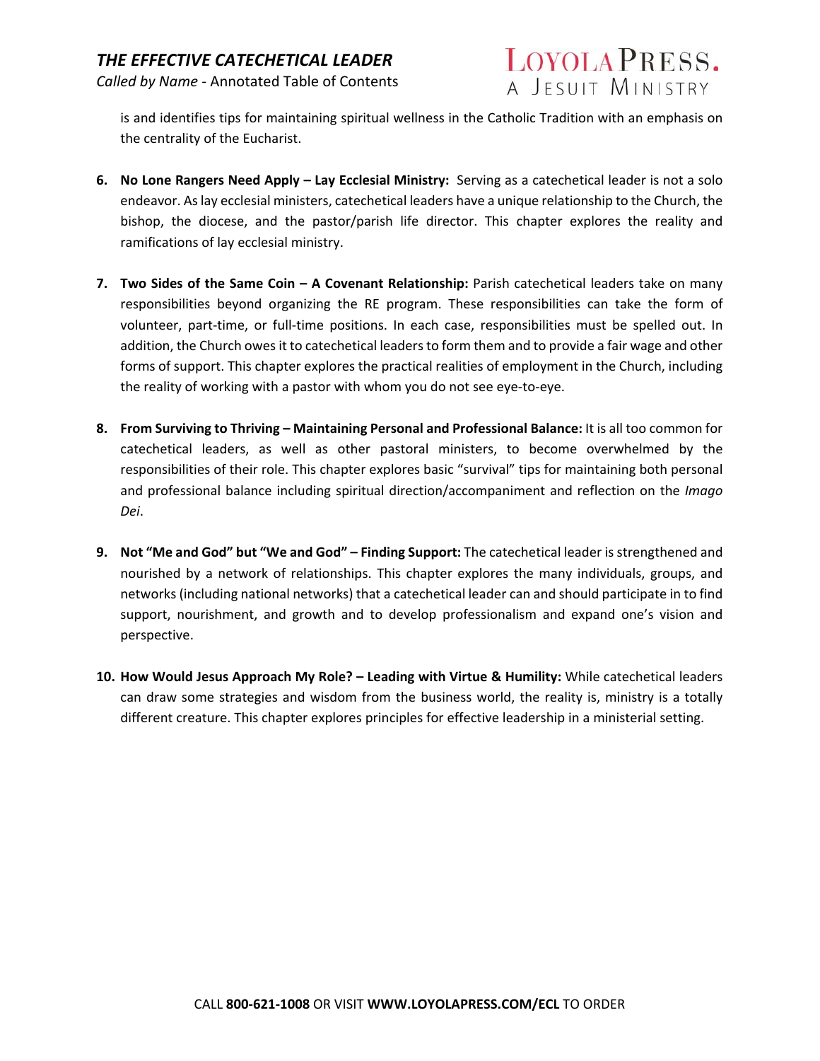is and identifies tips for maintaining spiritual wellness in the Catholic Tradition with an emphasis on the centrality of the Eucharist.

6. **No Lone Rangers Need Apply – Lay Ecclesial Ministry:** Serving as a catechetical leader is not a solo endeavor. As lay ecclesial ministers, catechetical leaders have a unique relationship to the Church, the bishop, the diocese, and the pastor/parish life director. This chapter explores the reality and ramifications of lay ecclesial ministry.

7. **Two Sides of the Same Coin – A Covenant Relationship:** Parish catechetical leaders take on many responsibilities beyond organizing the RE program. These responsibilities can take the form of volunteer, part-time, or full-time positions. In each case, responsibilities must be spelled out. In addition, the Church owes it to catechetical leaders to form them and to provide a fair wage and other forms of support. This chapter explores the practical realities of employment in the Church, including the reality of working with a pastor with whom you do not see eye-to-eye.

8. **From Surviving to Thriving – Maintaining Personal and Professional Balance:** It is all too common for catechetical leaders, as well as other pastoral ministers, to become overwhelmed by the responsibilities of their role. This chapter explores basic "survival" tips for maintaining both personal and professional balance including spiritual direction/accompaniment and reflection on the *Imago Dei*.

9. **Not "Me and God" but "We and God" – Finding Support:** The catechetical leader is strengthened and nourished by a network of relationships. This chapter explores the many individuals, groups, and networks (including national networks) that a catechetical leader can and should participate in to find support, nourishment, and growth and to develop professionalism and expand one's vision and perspective.

10. **How Would Jesus Approach My Role? – Leading with Virtue & Humility:** While catechetical leaders can draw some strategies and wisdom from the business world, the reality is, ministry is a totally different creature. This chapter explores principles for effective leadership in a ministerial setting.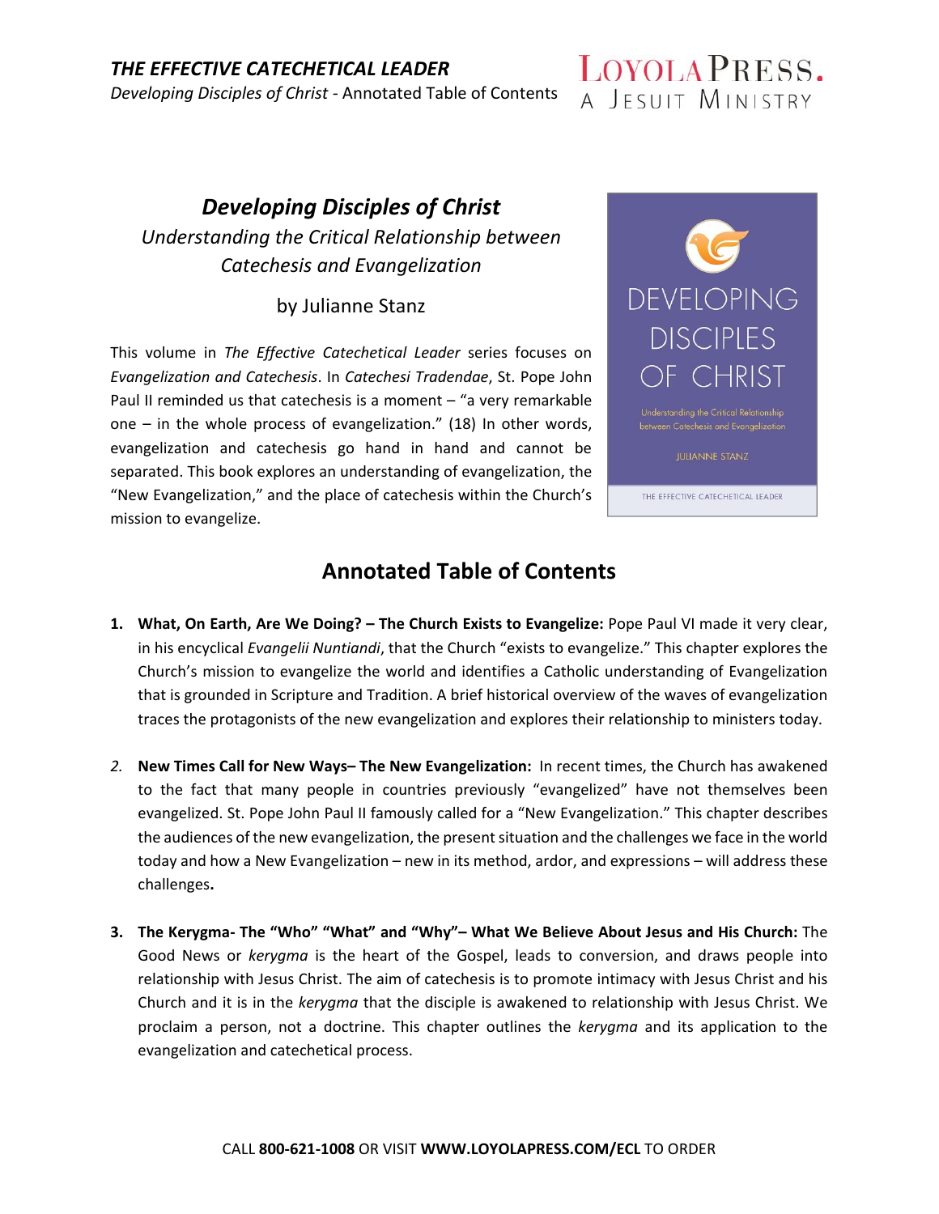# *Developing Disciples of Christ*

*Understanding the Critical Relationship between Catechesis and Evangelization*

by Julianne Stanz

This volume in *The Effective Catechetical Leader* series focuses on *Evangelization and Catechesis*. In *Catechesi Tradendae*, St. Pope John Paul II reminded us that catechesis is a moment – "a very remarkable one – in the whole process of evangelization." (18) In other words, evangelization and catechesis go hand in hand and cannot be separated. This book explores an understanding of evangelization, the "New Evangelization," and the place of catechesis within the Church's mission to evangelize.

## Annotated Table of Contents

1. **What, On Earth, Are We Doing? – The Church Exists to Evangelize:** Pope Paul VI made it very clear, in his encyclical *Evangelii Nuntiandi*, that the Church "exists to evangelize." This chapter explores the Church's mission to evangelize the world and identifies a Catholic understanding of Evangelization that is grounded in Scripture and Tradition. A brief historical overview of the waves of evangelization traces the protagonists of the new evangelization and explores their relationship to ministers today.

2. **New Times Call for New Ways– The New Evangelization:** In recent times, the Church has awakened to the fact that many people in countries previously "evangelized" have not themselves been evangelized. St. Pope John Paul II famously called for a "New Evangelization." This chapter describes the audiences of the new evangelization, the present situation and the challenges we face in the world today and how a New Evangelization – new in its method, ardor, and expressions – will address these challenges.

3. **The Kerygma- The "Who" "What" and "Why"– What We Believe About Jesus and His Church:** The Good News or *kerygma* is the heart of the Gospel, leads to conversion, and draws people into relationship with Jesus Christ. The aim of catechesis is to promote intimacy with Jesus Christ and his Church and it is in the *kerygma* that the disciple is awakened to relationship with Jesus Christ. We proclaim a person, not a doctrine. This chapter outlines the *kerygma* and its application to the evangelization and catechetical process.

CALL **800-621-1008** OR VISIT **WWW.LOYOLAPRESS.COM/ECL** TO ORDER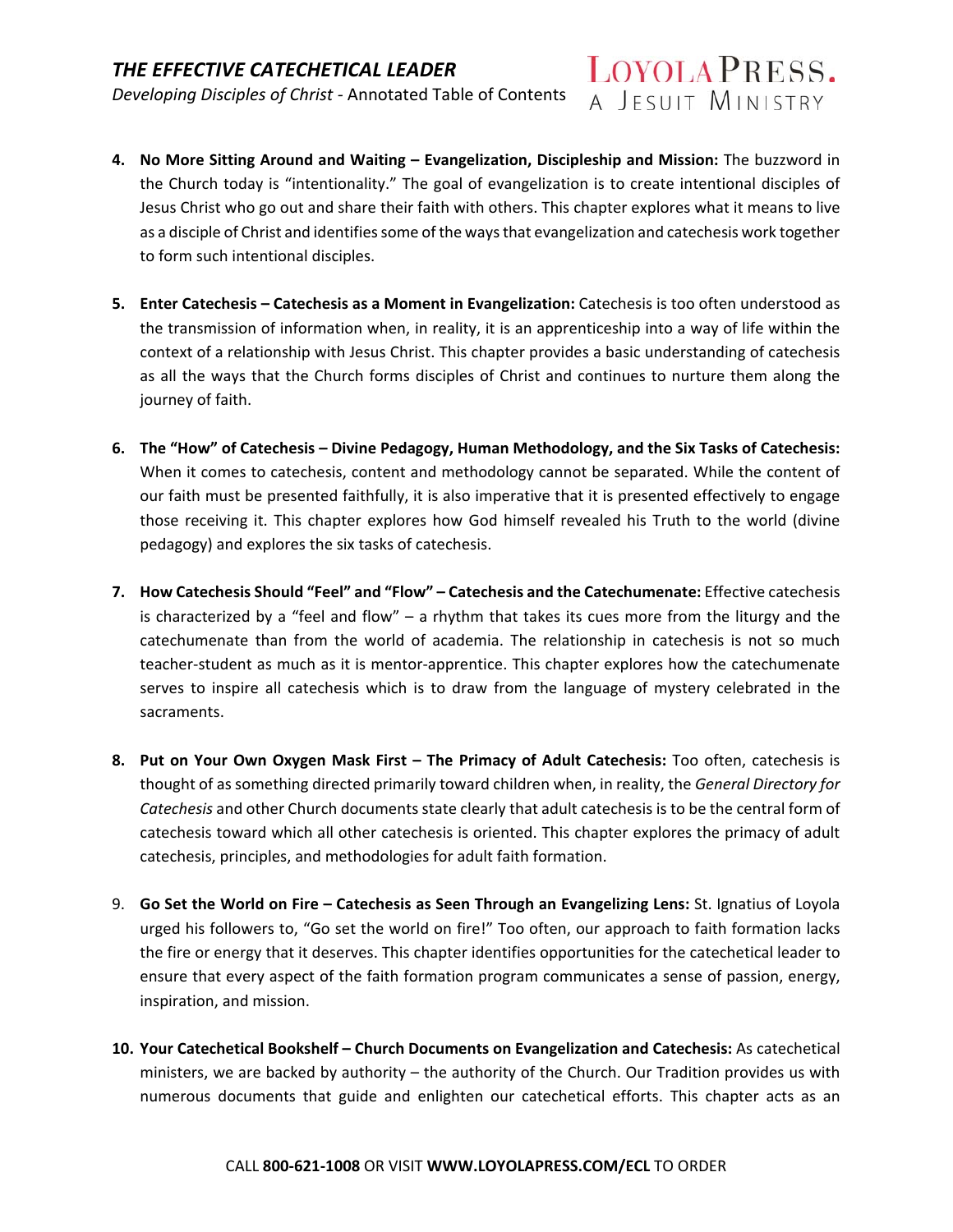4. **No More Sitting Around and Waiting – Evangelization, Discipleship and Mission:** The buzzword in the Church today is "intentionality." The goal of evangelization is to create intentional disciples of Jesus Christ who go out and share their faith with others. This chapter explores what it means to live as a disciple of Christ and identifies some of the ways that evangelization and catechesis work together to form such intentional disciples.

5. **Enter Catechesis – Catechesis as a Moment in Evangelization:** Catechesis is too often understood as the transmission of information when, in reality, it is an apprenticeship into a way of life within the context of a relationship with Jesus Christ. This chapter provides a basic understanding of catechesis as all the ways that the Church forms disciples of Christ and continues to nurture them along the journey of faith.

6. **The "How" of Catechesis – Divine Pedagogy, Human Methodology, and the Six Tasks of Catechesis:** When it comes to catechesis, content and methodology cannot be separated. While the content of our faith must be presented faithfully, it is also imperative that it is presented effectively to engage those receiving it. This chapter explores how God himself revealed his Truth to the world (divine pedagogy) and explores the six tasks of catechesis.

7. **How Catechesis Should "Feel" and "Flow" – Catechesis and the Catechumenate:** Effective catechesis is characterized by a "feel and flow" – a rhythm that takes its cues more from the liturgy and the catechumenate than from the world of academia. The relationship in catechesis is not so much teacher-student as much as it is mentor-apprentice. This chapter explores how the catechumenate serves to inspire all catechesis which is to draw from the language of mystery celebrated in the sacraments.

8. **Put on Your Own Oxygen Mask First – The Primacy of Adult Catechesis:** Too often, catechesis is thought of as something directed primarily toward children when, in reality, the *General Directory for Catechesis* and other Church documents state clearly that adult catechesis is to be the central form of catechesis toward which all other catechesis is oriented. This chapter explores the primacy of adult catechesis, principles, and methodologies for adult faith formation.

9. **Go Set the World on Fire – Catechesis as Seen Through an Evangelizing Lens:** St. Ignatius of Loyola urged his followers to, "Go set the world on fire!" Too often, our approach to faith formation lacks the fire or energy that it deserves. This chapter identifies opportunities for the catechetical leader to ensure that every aspect of the faith formation program communicates a sense of passion, energy, inspiration, and mission.

10. **Your Catechetical Bookshelf – Church Documents on Evangelization and Catechesis:** As catechetical ministers, we are backed by authority – the authority of the Church. Our Tradition provides us with numerous documents that guide and enlighten our catechetical efforts. This chapter acts as an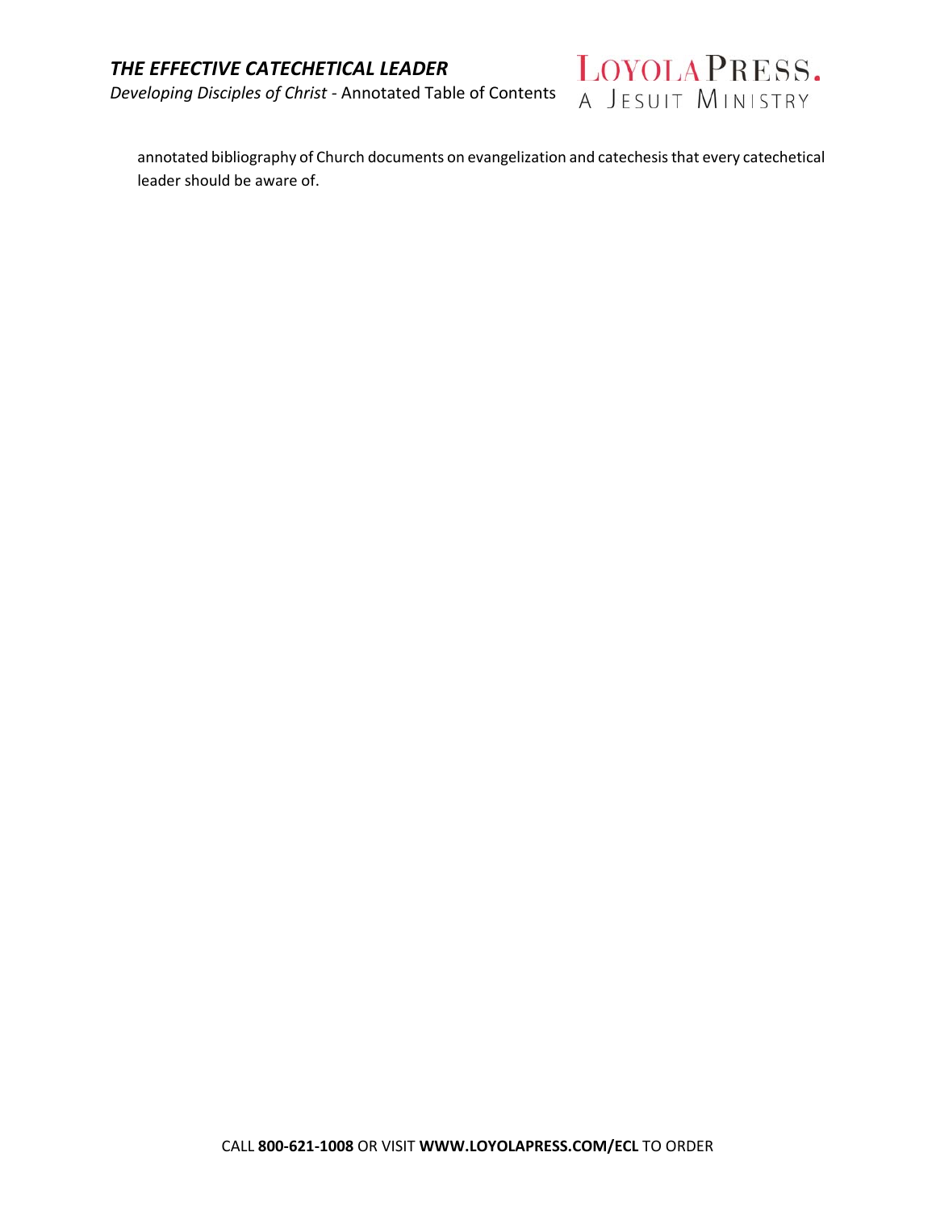annotated bibliography of Church documents on evangelization and catechesis that every catechetical leader should be aware of.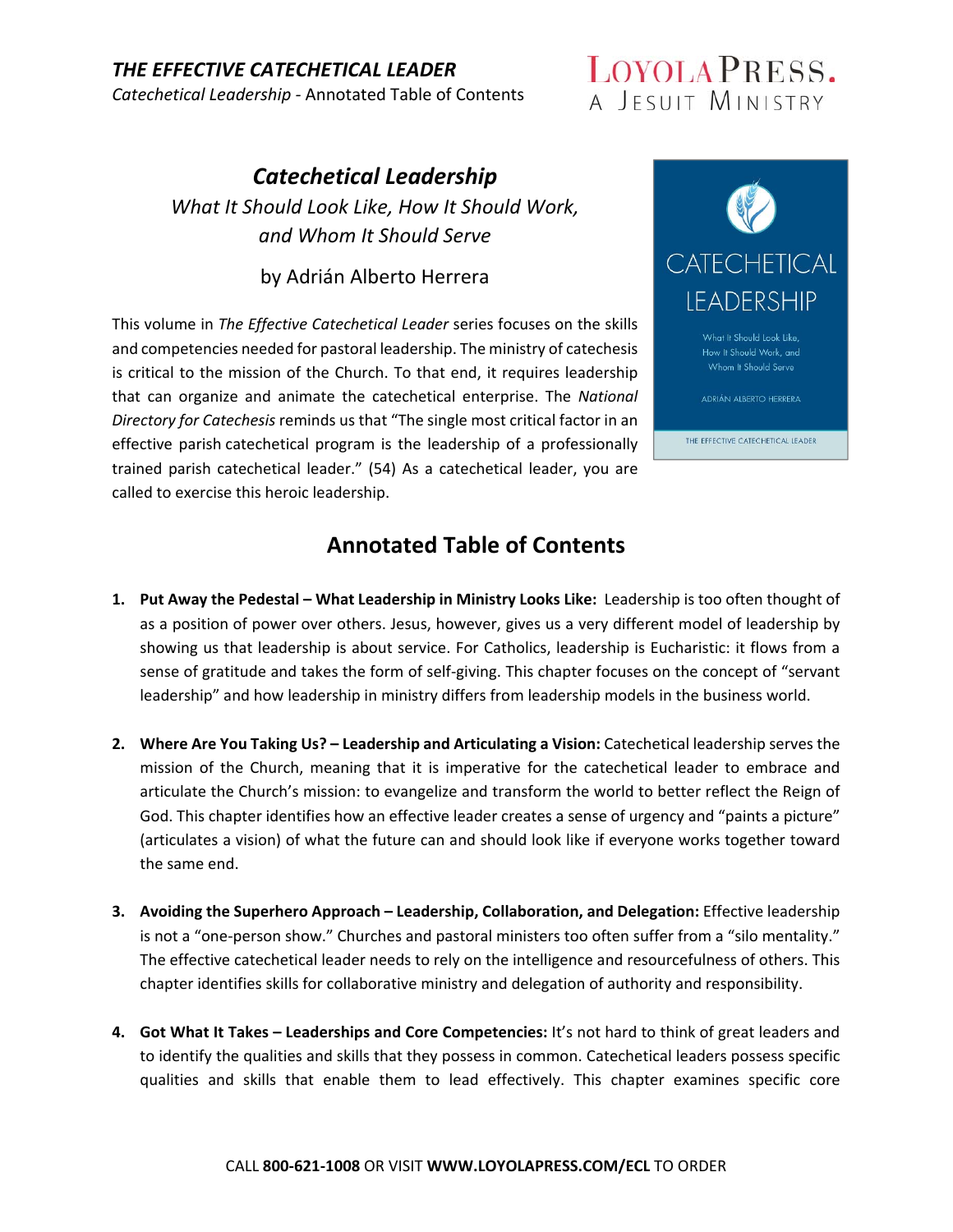# *Catechetical Leadership*

*What It Should Look Like, How It Should Work, and Whom It Should Serve*

by Adrián Alberto Herrera

This volume in *The Effective Catechetical Leader* series focuses on the skills and competencies needed for pastoral leadership. The ministry of catechesis is critical to the mission of the Church. To that end, it requires leadership that can organize and animate the catechetical enterprise. The *National Directory for Catechesis* reminds us that "The single most critical factor in an effective parish catechetical program is the leadership of a professionally trained parish catechetical leader." (54) As a catechetical leader, you are called to exercise this heroic leadership.

## Annotated Table of Contents

1. **Put Away the Pedestal – What Leadership in Ministry Looks Like:** Leadership is too often thought of as a position of power over others. Jesus, however, gives us a very different model of leadership by showing us that leadership is about service. For Catholics, leadership is Eucharistic: it flows from a sense of gratitude and takes the form of self-giving. This chapter focuses on the concept of "servant leadership" and how leadership in ministry differs from leadership models in the business world.

2. **Where Are You Taking Us? – Leadership and Articulating a Vision:** Catechetical leadership serves the mission of the Church, meaning that it is imperative for the catechetical leader to embrace and articulate the Church's mission: to evangelize and transform the world to better reflect the Reign of God. This chapter identifies how an effective leader creates a sense of urgency and "paints a picture" (articulates a vision) of what the future can and should look like if everyone works together toward the same end.

3. **Avoiding the Superhero Approach – Leadership, Collaboration, and Delegation:** Effective leadership is not a "one-person show." Churches and pastoral ministers too often suffer from a "silo mentality." The effective catechetical leader needs to rely on the intelligence and resourcefulness of others. This chapter identifies skills for collaborative ministry and delegation of authority and responsibility.

4. **Got What It Takes – Leaderships and Core Competencies:** It's not hard to think of great leaders and to identify the qualities and skills that they possess in common. Catechetical leaders possess specific qualities and skills that enable them to lead effectively. This chapter examines specific core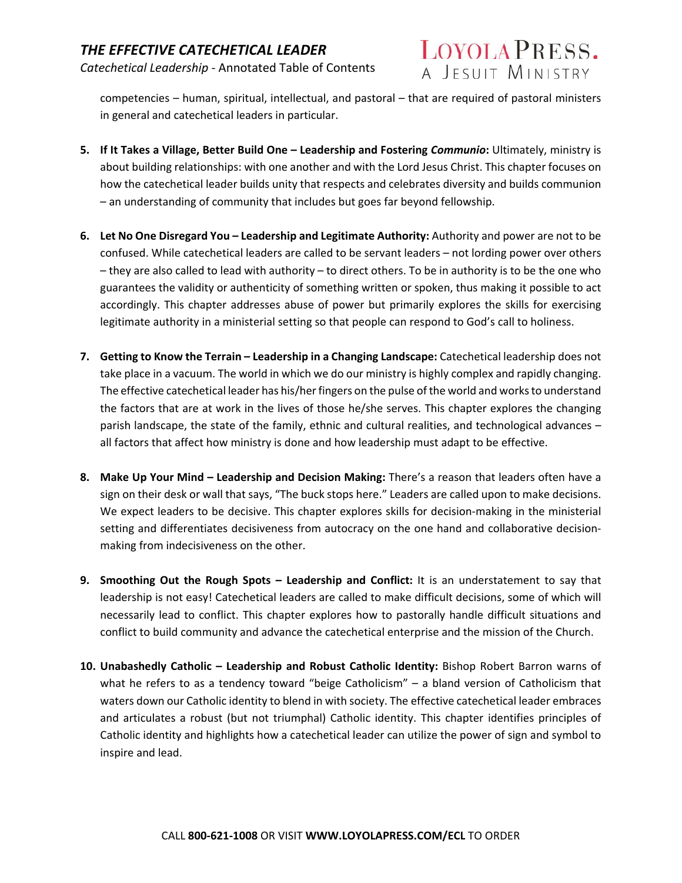competencies – human, spiritual, intellectual, and pastoral – that are required of pastoral ministers in general and catechetical leaders in particular.

5. **If It Takes a Village, Better Build One – Leadership and Fostering *Communio*:** Ultimately, ministry is about building relationships: with one another and with the Lord Jesus Christ. This chapter focuses on how the catechetical leader builds unity that respects and celebrates diversity and builds communion – an understanding of community that includes but goes far beyond fellowship.

6. **Let No One Disregard You – Leadership and Legitimate Authority:** Authority and power are not to be confused. While catechetical leaders are called to be servant leaders – not lording power over others – they are also called to lead with authority – to direct others. To be in authority is to be the one who guarantees the validity or authenticity of something written or spoken, thus making it possible to act accordingly. This chapter addresses abuse of power but primarily explores the skills for exercising legitimate authority in a ministerial setting so that people can respond to God's call to holiness.

7. **Getting to Know the Terrain – Leadership in a Changing Landscape:** Catechetical leadership does not take place in a vacuum. The world in which we do our ministry is highly complex and rapidly changing. The effective catechetical leader has his/her fingers on the pulse of the world and works to understand the factors that are at work in the lives of those he/she serves. This chapter explores the changing parish landscape, the state of the family, ethnic and cultural realities, and technological advances – all factors that affect how ministry is done and how leadership must adapt to be effective.

8. **Make Up Your Mind – Leadership and Decision Making:** There's a reason that leaders often have a sign on their desk or wall that says, "The buck stops here." Leaders are called upon to make decisions. We expect leaders to be decisive. This chapter explores skills for decision-making in the ministerial setting and differentiates decisiveness from autocracy on the one hand and collaborative decision-making from indecisiveness on the other.

9. **Smoothing Out the Rough Spots – Leadership and Conflict:** It is an understatement to say that leadership is not easy! Catechetical leaders are called to make difficult decisions, some of which will necessarily lead to conflict. This chapter explores how to pastorally handle difficult situations and conflict to build community and advance the catechetical enterprise and the mission of the Church.

10. **Unabashedly Catholic – Leadership and Robust Catholic Identity:** Bishop Robert Barron warns of what he refers to as a tendency toward "beige Catholicism" – a bland version of Catholicism that waters down our Catholic identity to blend in with society. The effective catechetical leader embraces and articulates a robust (but not triumphal) Catholic identity. This chapter identifies principles of Catholic identity and highlights how a catechetical leader can utilize the power of sign and symbol to inspire and lead.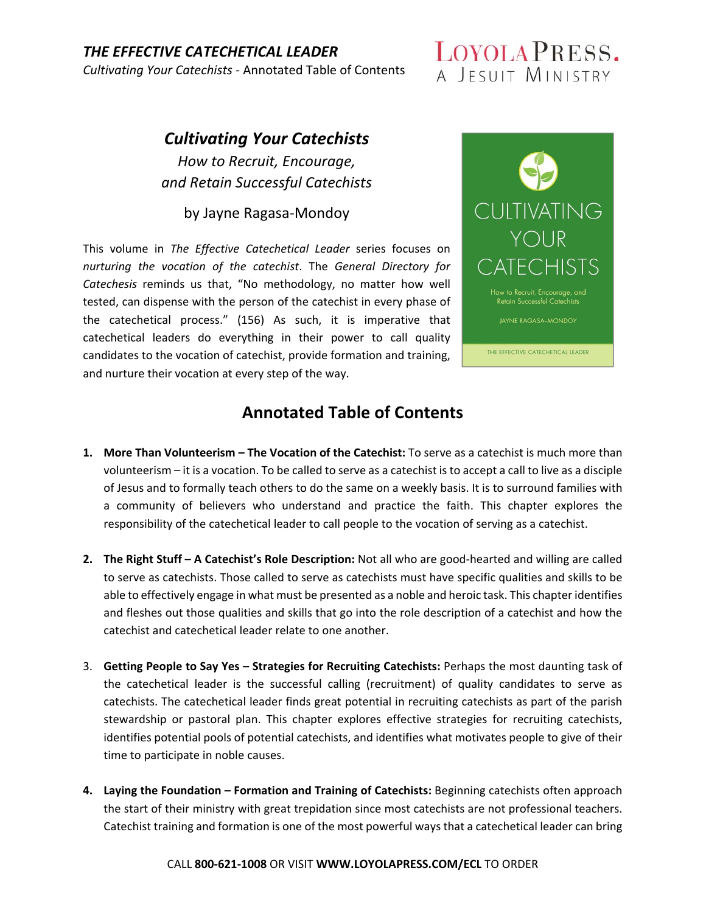***THE EFFECTIVE CATECHETICAL LEADER***
*Cultivating Your Catechists* - Annotated Table of Contents

## *Cultivating Your Catechists*

*How to Recruit, Encourage, and Retain Successful Catechists*

by Jayne Ragasa-Mondoy

This volume in *The Effective Catechetical Leader* series focuses on *nurturing the vocation of the catechist*. The *General Directory for Catechesis* reminds us that, "No methodology, no matter how well tested, can dispense with the person of the catechist in every phase of the catechetical process." (156) As such, it is imperative that catechetical leaders do everything in their power to call quality candidates to the vocation of catechist, provide formation and training, and nurture their vocation at every step of the way.

## Annotated Table of Contents

1. **More Than Volunteerism – The Vocation of the Catechist:** To serve as a catechist is much more than volunteerism – it is a vocation. To be called to serve as a catechist is to accept a call to live as a disciple of Jesus and to formally teach others to do the same on a weekly basis. It is to surround families with a community of believers who understand and practice the faith. This chapter explores the responsibility of the catechetical leader to call people to the vocation of serving as a catechist.

2. **The Right Stuff – A Catechist's Role Description:** Not all who are good-hearted and willing are called to serve as catechists. Those called to serve as catechists must have specific qualities and skills to be able to effectively engage in what must be presented as a noble and heroic task. This chapter identifies and fleshes out those qualities and skills that go into the role description of a catechist and how the catechist and catechetical leader relate to one another.

3. **Getting People to Say Yes – Strategies for Recruiting Catechists:** Perhaps the most daunting task of the catechetical leader is the successful calling (recruitment) of quality candidates to serve as catechists. The catechetical leader finds great potential in recruiting catechists as part of the parish stewardship or pastoral plan. This chapter explores effective strategies for recruiting catechists, identifies potential pools of potential catechists, and identifies what motivates people to give of their time to participate in noble causes.

4. **Laying the Foundation – Formation and Training of Catechists:** Beginning catechists often approach the start of their ministry with great trepidation since most catechists are not professional teachers. Catechist training and formation is one of the most powerful ways that a catechetical leader can bring

CALL **800-621-1008** OR VISIT **WWW.LOYOLAPRESS.COM/ECL** TO ORDER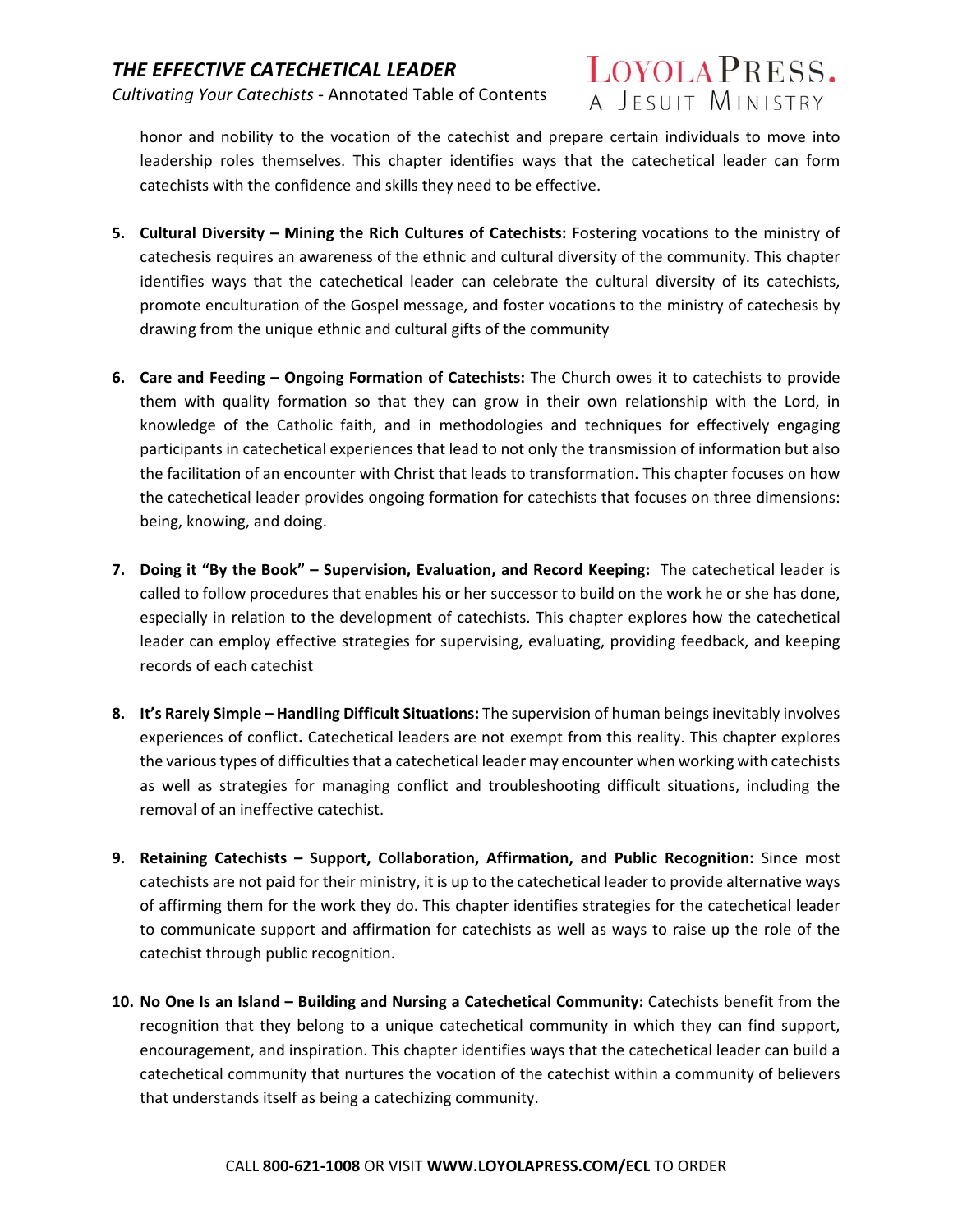honor and nobility to the vocation of the catechist and prepare certain individuals to move into leadership roles themselves. This chapter identifies ways that the catechetical leader can form catechists with the confidence and skills they need to be effective.

5. **Cultural Diversity – Mining the Rich Cultures of Catechists:** Fostering vocations to the ministry of catechesis requires an awareness of the ethnic and cultural diversity of the community. This chapter identifies ways that the catechetical leader can celebrate the cultural diversity of its catechists, promote enculturation of the Gospel message, and foster vocations to the ministry of catechesis by drawing from the unique ethnic and cultural gifts of the community

6. **Care and Feeding – Ongoing Formation of Catechists:** The Church owes it to catechists to provide them with quality formation so that they can grow in their own relationship with the Lord, in knowledge of the Catholic faith, and in methodologies and techniques for effectively engaging participants in catechetical experiences that lead to not only the transmission of information but also the facilitation of an encounter with Christ that leads to transformation. This chapter focuses on how the catechetical leader provides ongoing formation for catechists that focuses on three dimensions: being, knowing, and doing.

7. **Doing it "By the Book" – Supervision, Evaluation, and Record Keeping:** The catechetical leader is called to follow procedures that enables his or her successor to build on the work he or she has done, especially in relation to the development of catechists. This chapter explores how the catechetical leader can employ effective strategies for supervising, evaluating, providing feedback, and keeping records of each catechist

8. **It's Rarely Simple – Handling Difficult Situations:** The supervision of human beings inevitably involves experiences of conflict**.** Catechetical leaders are not exempt from this reality. This chapter explores the various types of difficulties that a catechetical leader may encounter when working with catechists as well as strategies for managing conflict and troubleshooting difficult situations, including the removal of an ineffective catechist.

9. **Retaining Catechists – Support, Collaboration, Affirmation, and Public Recognition:** Since most catechists are not paid for their ministry, it is up to the catechetical leader to provide alternative ways of affirming them for the work they do. This chapter identifies strategies for the catechetical leader to communicate support and affirmation for catechists as well as ways to raise up the role of the catechist through public recognition.

10. **No One Is an Island – Building and Nursing a Catechetical Community:** Catechists benefit from the recognition that they belong to a unique catechetical community in which they can find support, encouragement, and inspiration. This chapter identifies ways that the catechetical leader can build a catechetical community that nurtures the vocation of the catechist within a community of believers that understands itself as being a catechizing community.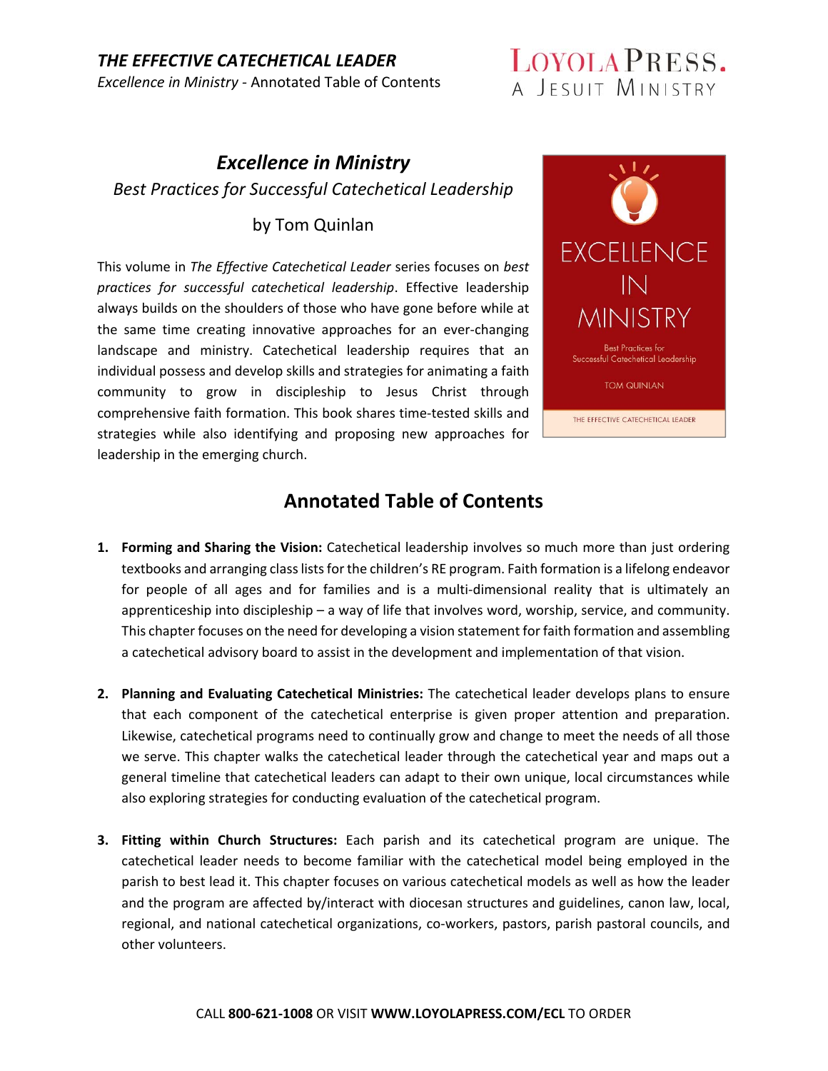# Excellence in Ministry

*Best Practices for Successful Catechetical Leadership*

by Tom Quinlan

This volume in *The Effective Catechetical Leader* series focuses on *best practices for successful catechetical leadership*. Effective leadership always builds on the shoulders of those who have gone before while at the same time creating innovative approaches for an ever-changing landscape and ministry. Catechetical leadership requires that an individual possess and develop skills and strategies for animating a faith community to grow in discipleship to Jesus Christ through comprehensive faith formation. This book shares time-tested skills and strategies while also identifying and proposing new approaches for leadership in the emerging church.

## Annotated Table of Contents

1. **Forming and Sharing the Vision:** Catechetical leadership involves so much more than just ordering textbooks and arranging class lists for the children's RE program. Faith formation is a lifelong endeavor for people of all ages and for families and is a multi-dimensional reality that is ultimately an apprenticeship into discipleship – a way of life that involves word, worship, service, and community. This chapter focuses on the need for developing a vision statement for faith formation and assembling a catechetical advisory board to assist in the development and implementation of that vision.

2. **Planning and Evaluating Catechetical Ministries:** The catechetical leader develops plans to ensure that each component of the catechetical enterprise is given proper attention and preparation. Likewise, catechetical programs need to continually grow and change to meet the needs of all those we serve. This chapter walks the catechetical leader through the catechetical year and maps out a general timeline that catechetical leaders can adapt to their own unique, local circumstances while also exploring strategies for conducting evaluation of the catechetical program.

3. **Fitting within Church Structures:** Each parish and its catechetical program are unique. The catechetical leader needs to become familiar with the catechetical model being employed in the parish to best lead it. This chapter focuses on various catechetical models as well as how the leader and the program are affected by/interact with diocesan structures and guidelines, canon law, local, regional, and national catechetical organizations, co-workers, pastors, parish pastoral councils, and other volunteers.

CALL **800-621-1008** OR VISIT **WWW.LOYOLAPRESS.COM/ECL** TO ORDER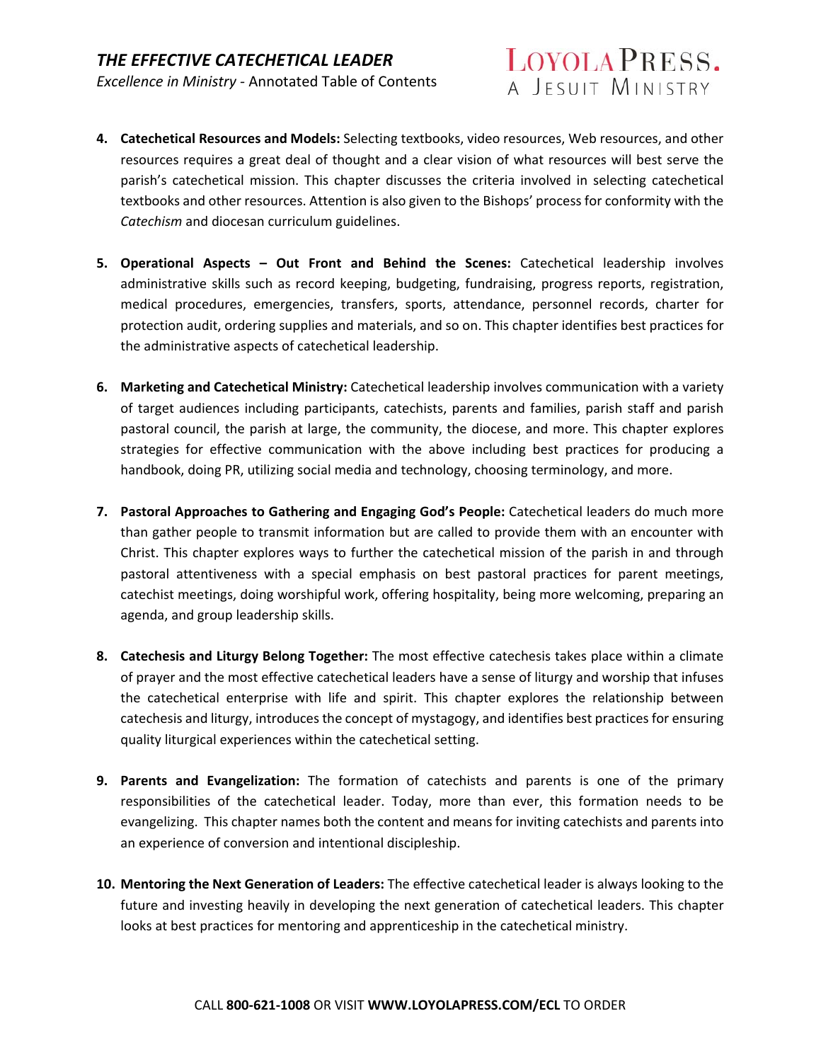4. **Catechetical Resources and Models:** Selecting textbooks, video resources, Web resources, and other resources requires a great deal of thought and a clear vision of what resources will best serve the parish's catechetical mission. This chapter discusses the criteria involved in selecting catechetical textbooks and other resources. Attention is also given to the Bishops' process for conformity with the *Catechism* and diocesan curriculum guidelines.

5. **Operational Aspects – Out Front and Behind the Scenes:** Catechetical leadership involves administrative skills such as record keeping, budgeting, fundraising, progress reports, registration, medical procedures, emergencies, transfers, sports, attendance, personnel records, charter for protection audit, ordering supplies and materials, and so on. This chapter identifies best practices for the administrative aspects of catechetical leadership.

6. **Marketing and Catechetical Ministry:** Catechetical leadership involves communication with a variety of target audiences including participants, catechists, parents and families, parish staff and parish pastoral council, the parish at large, the community, the diocese, and more. This chapter explores strategies for effective communication with the above including best practices for producing a handbook, doing PR, utilizing social media and technology, choosing terminology, and more.

7. **Pastoral Approaches to Gathering and Engaging God's People:** Catechetical leaders do much more than gather people to transmit information but are called to provide them with an encounter with Christ. This chapter explores ways to further the catechetical mission of the parish in and through pastoral attentiveness with a special emphasis on best pastoral practices for parent meetings, catechist meetings, doing worshipful work, offering hospitality, being more welcoming, preparing an agenda, and group leadership skills.

8. **Catechesis and Liturgy Belong Together:** The most effective catechesis takes place within a climate of prayer and the most effective catechetical leaders have a sense of liturgy and worship that infuses the catechetical enterprise with life and spirit. This chapter explores the relationship between catechesis and liturgy, introduces the concept of mystagogy, and identifies best practices for ensuring quality liturgical experiences within the catechetical setting.

9. **Parents and Evangelization:** The formation of catechists and parents is one of the primary responsibilities of the catechetical leader. Today, more than ever, this formation needs to be evangelizing. This chapter names both the content and means for inviting catechists and parents into an experience of conversion and intentional discipleship.

10. **Mentoring the Next Generation of Leaders:** The effective catechetical leader is always looking to the future and investing heavily in developing the next generation of catechetical leaders. This chapter looks at best practices for mentoring and apprenticeship in the catechetical ministry.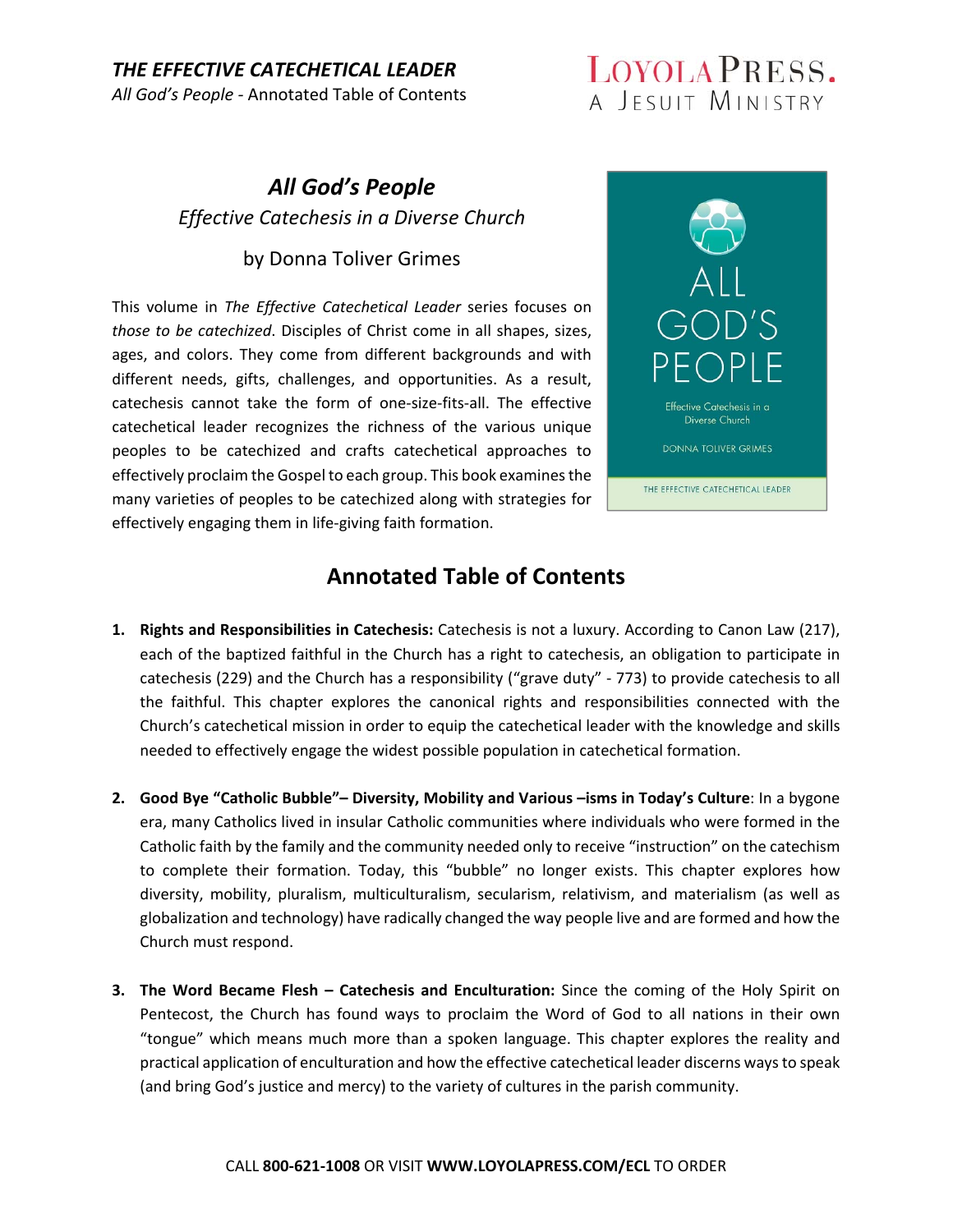*THE EFFECTIVE CATECHETICAL LEADER*
*All God's People* - Annotated Table of Contents

# *All God's People*

*Effective Catechesis in a Diverse Church*

by Donna Toliver Grimes

This volume in *The Effective Catechetical Leader* series focuses on *those to be catechized*. Disciples of Christ come in all shapes, sizes, ages, and colors. They come from different backgrounds and with different needs, gifts, challenges, and opportunities. As a result, catechesis cannot take the form of one-size-fits-all. The effective catechetical leader recognizes the richness of the various unique peoples to be catechized and crafts catechetical approaches to effectively proclaim the Gospel to each group. This book examines the many varieties of peoples to be catechized along with strategies for effectively engaging them in life-giving faith formation.

## Annotated Table of Contents

1. **Rights and Responsibilities in Catechesis:** Catechesis is not a luxury. According to Canon Law (217), each of the baptized faithful in the Church has a right to catechesis, an obligation to participate in catechesis (229) and the Church has a responsibility ("grave duty" - 773) to provide catechesis to all the faithful. This chapter explores the canonical rights and responsibilities connected with the Church's catechetical mission in order to equip the catechetical leader with the knowledge and skills needed to effectively engage the widest possible population in catechetical formation.

2. **Good Bye "Catholic Bubble"– Diversity, Mobility and Various –isms in Today's Culture**: In a bygone era, many Catholics lived in insular Catholic communities where individuals who were formed in the Catholic faith by the family and the community needed only to receive "instruction" on the catechism to complete their formation. Today, this "bubble" no longer exists. This chapter explores how diversity, mobility, pluralism, multiculturalism, secularism, relativism, and materialism (as well as globalization and technology) have radically changed the way people live and are formed and how the Church must respond.

3. **The Word Became Flesh – Catechesis and Enculturation:** Since the coming of the Holy Spirit on Pentecost, the Church has found ways to proclaim the Word of God to all nations in their own "tongue" which means much more than a spoken language. This chapter explores the reality and practical application of enculturation and how the effective catechetical leader discerns ways to speak (and bring God's justice and mercy) to the variety of cultures in the parish community.

CALL **800-621-1008** OR VISIT **WWW.LOYOLAPRESS.COM/ECL** TO ORDER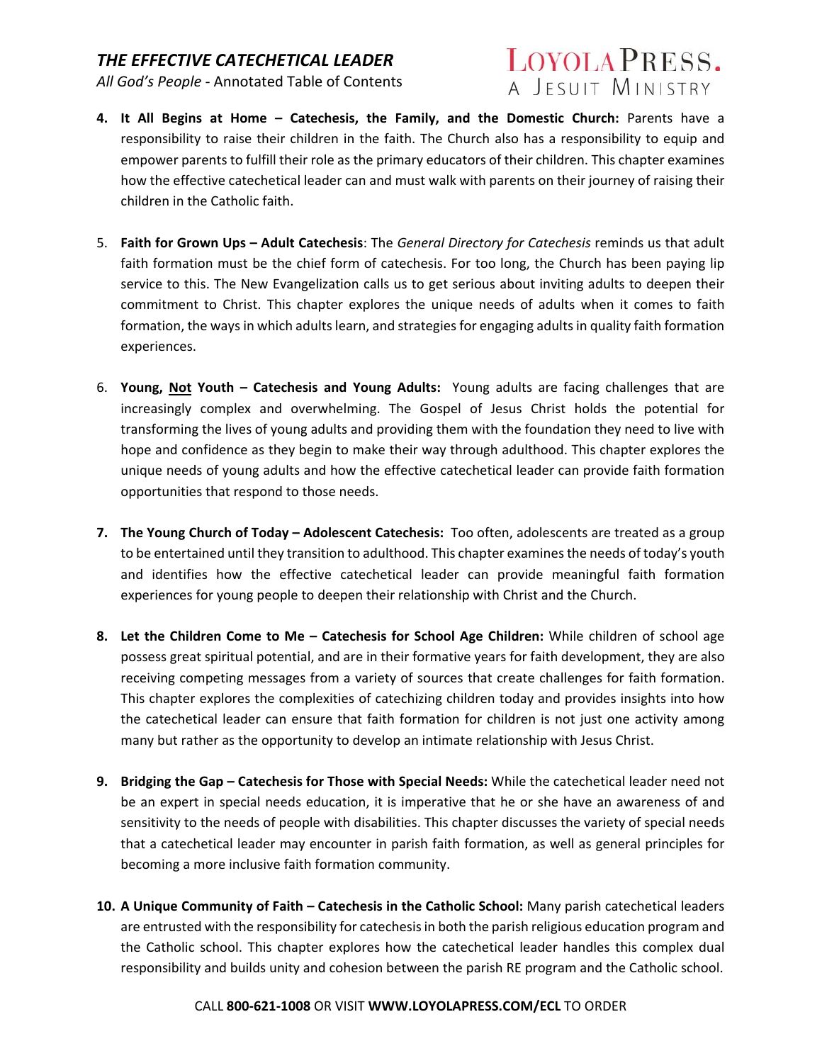4. **It All Begins at Home – Catechesis, the Family, and the Domestic Church:** Parents have a responsibility to raise their children in the faith. The Church also has a responsibility to equip and empower parents to fulfill their role as the primary educators of their children. This chapter examines how the effective catechetical leader can and must walk with parents on their journey of raising their children in the Catholic faith.

5. **Faith for Grown Ups – Adult Catechesis**: The *General Directory for Catechesis* reminds us that adult faith formation must be the chief form of catechesis. For too long, the Church has been paying lip service to this. The New Evangelization calls us to get serious about inviting adults to deepen their commitment to Christ. This chapter explores the unique needs of adults when it comes to faith formation, the ways in which adults learn, and strategies for engaging adults in quality faith formation experiences.

6. **Young, <u>Not</u> Youth – Catechesis and Young Adults:** Young adults are facing challenges that are increasingly complex and overwhelming. The Gospel of Jesus Christ holds the potential for transforming the lives of young adults and providing them with the foundation they need to live with hope and confidence as they begin to make their way through adulthood. This chapter explores the unique needs of young adults and how the effective catechetical leader can provide faith formation opportunities that respond to those needs.

7. **The Young Church of Today – Adolescent Catechesis:** Too often, adolescents are treated as a group to be entertained until they transition to adulthood. This chapter examines the needs of today's youth and identifies how the effective catechetical leader can provide meaningful faith formation experiences for young people to deepen their relationship with Christ and the Church.

8. **Let the Children Come to Me – Catechesis for School Age Children:** While children of school age possess great spiritual potential, and are in their formative years for faith development, they are also receiving competing messages from a variety of sources that create challenges for faith formation. This chapter explores the complexities of catechizing children today and provides insights into how the catechetical leader can ensure that faith formation for children is not just one activity among many but rather as the opportunity to develop an intimate relationship with Jesus Christ.

9. **Bridging the Gap – Catechesis for Those with Special Needs:** While the catechetical leader need not be an expert in special needs education, it is imperative that he or she have an awareness of and sensitivity to the needs of people with disabilities. This chapter discusses the variety of special needs that a catechetical leader may encounter in parish faith formation, as well as general principles for becoming a more inclusive faith formation community.

10. **A Unique Community of Faith – Catechesis in the Catholic School:** Many parish catechetical leaders are entrusted with the responsibility for catechesis in both the parish religious education program and the Catholic school. This chapter explores how the catechetical leader handles this complex dual responsibility and builds unity and cohesion between the parish RE program and the Catholic school.